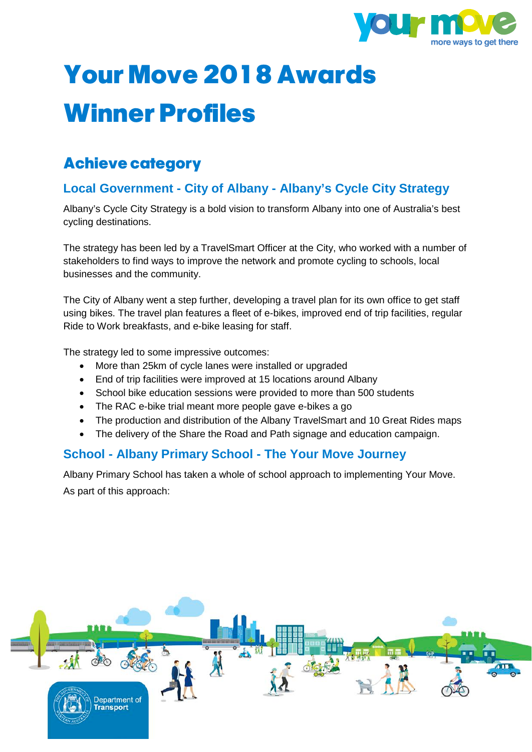# Your Move 2018 Awards Winner Profiles

## Achieve category

### Local Government - City of Albany - Albany's Cycle City Strategy

Albany's Cycle City Strategy is a bold vision to transform Albany into one of Australia's best cycling destinations.

The strategy has been led by a TravelSmart Officer at the City, who worked with a number of stakeholders to find ways to improve the network and promote cycling to schools, local businesses and the community.

The City of Albany went a step further, developing a travel plan for its own office to get staff using bikes. The travel plan features a fleet of e-bikes, improved end of trip facilities, regular Ride to Work breakfasts, and e-bike leasing for staff.

The strategy led to some impressive outcomes:

- More than 25km of cycle lanes were installed or upgraded
- End of trip facilities were improved at 15 locations around Albany
- School bike education sessions were provided to more than 500 students
- The RAC e-bike trial meant more people gave e-bikes a go
- The production and distribution of the Albany TravelSmart and 10 Great Rides maps
- The delivery of the Share the Road and Path signage and education campaign.

### School - Albany Primary School - The Your Move Journey

Albany Primary School has taken a whole of school approach to implementing Your Move. As part of this approach: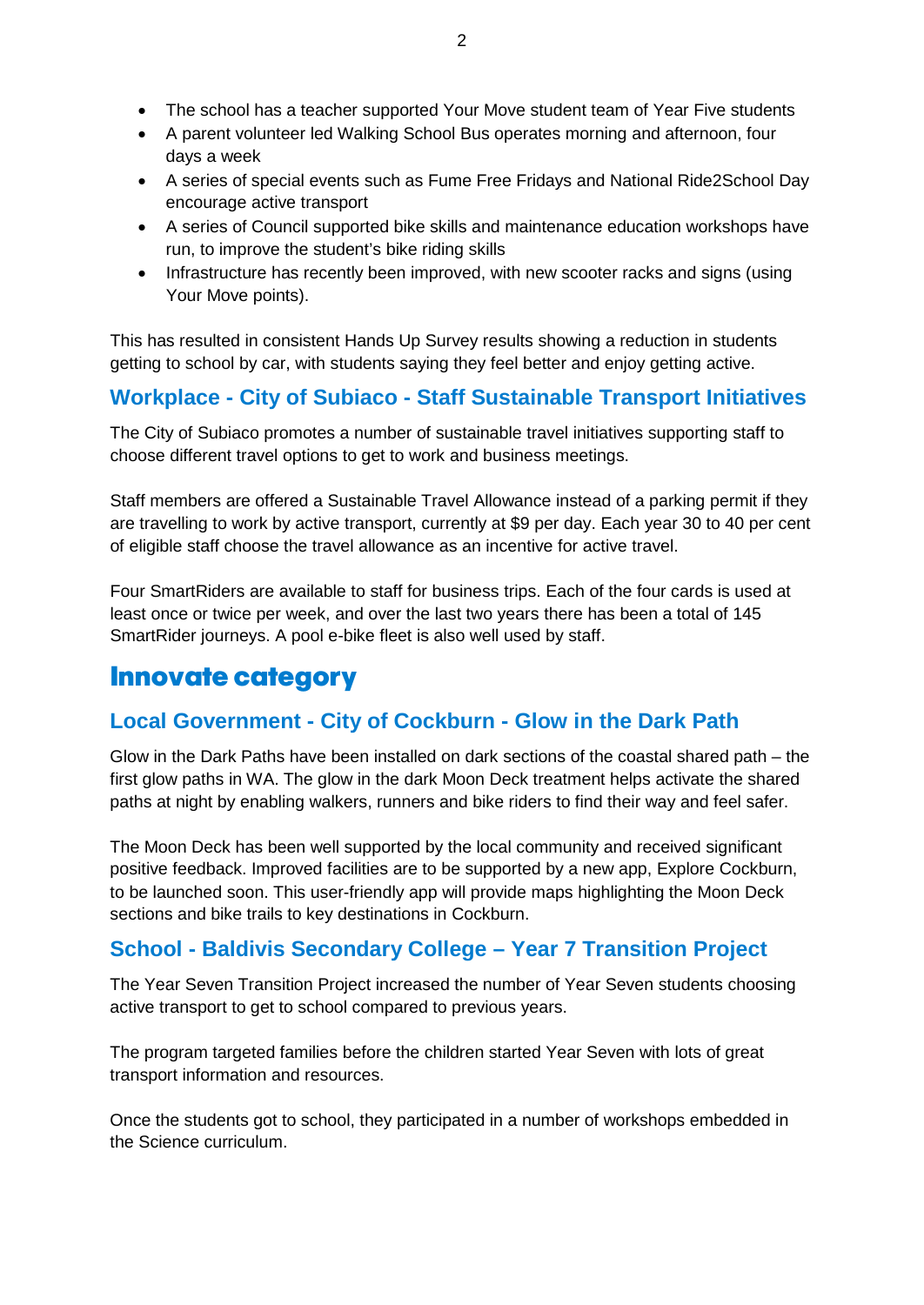- The school has a teacher supported Your Move student team of Year Five students
- A parent volunteer led Walking School Bus operates morning and afternoon, four days a week
- A series of special events such as Fume Free Fridays and National Ride2School Day encourage active transport
- A series of Council supported bike skills and maintenance education workshops have run, to improve the student's bike riding skills
- Infrastructure has recently been improved, with new scooter racks and signs (using Your Move points).

This has resulted in consistent Hands Up Survey results showing a reduction in students getting to school by car, with students saying they feel better and enjoy getting active.

### Workplace - City of Subiaco - Staff Sustainable Transport Initiatives

The City of Subiaco promotes a number of sustainable travel initiatives supporting staff to choose different travel options to get to work and business meetings.

Staff members are offered a Sustainable Travel Allowance instead of a parking permit if they are travelling to work by active transport, currently at $9 per day. Each year 30 to 40 per cent of eligible staff choose the travel allowance as an incentive for active travel.

Four SmartRiders are available to staff for business trips. Each of the four cards is used at least once or twice per week, and over the last two years there has been a total of 145 SmartRider journeys. A pool e-bike fleet is also well used by staff.

## Innovate category

### Local Government - City of Cockburn - Glow in the Dark Path

Glow in the Dark Paths have been installed on dark sections of the coastal shared path – the first glow paths in WA. The glow in the dark Moon Deck treatment helps activate the shared paths at night by enabling walkers, runners and bike riders to find their way and feel safer.

The Moon Deck has been well supported by the local community and received significant positive feedback. Improved facilities are to be supported by a new app, Explore Cockburn, to be launched soon. This user-friendly app will provide maps highlighting the Moon Deck sections and bike trails to key destinations in Cockburn.

### School - Baldivis Secondary College – Year 7 Transition Project

The Year Seven Transition Project increased the number of Year Seven students choosing active transport to get to school compared to previous years.

The program targeted families before the children started Year Seven with lots of great transport information and resources.

Once the students got to school, they participated in a number of workshops embedded in the Science curriculum.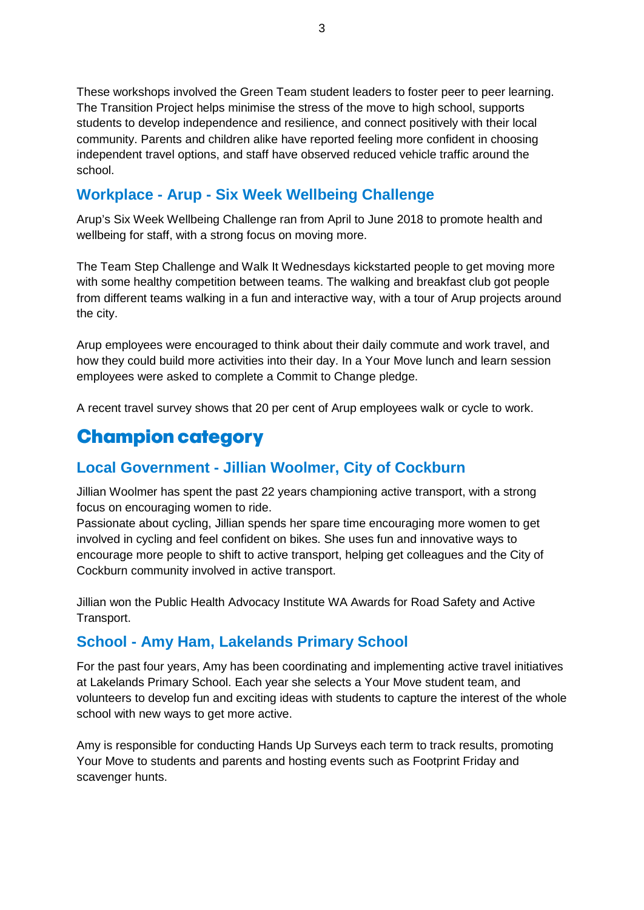These workshops involved the Green Team student leaders to foster peer to peer learning. The Transition Project helps minimise the stress of the move to high school, supports students to develop independence and resilience, and connect positively with their local community. Parents and children alike have reported feeling more confident in choosing independent travel options, and staff have observed reduced vehicle traffic around the school.

### Workplace - Arup - Six Week Wellbeing Challenge

Arup's Six Week Wellbeing Challenge ran from April to June 2018 to promote health and wellbeing for staff, with a strong focus on moving more.

The Team Step Challenge and Walk It Wednesdays kickstarted people to get moving more with some healthy competition between teams. The walking and breakfast club got people from different teams walking in a fun and interactive way, with a tour of Arup projects around the city.

Arup employees were encouraged to think about their daily commute and work travel, and how they could build more activities into their day. In a Your Move lunch and learn session employees were asked to complete a Commit to Change pledge.

A recent travel survey shows that 20 per cent of Arup employees walk or cycle to work.

## Champion category

### Local Government - Jillian Woolmer, City of Cockburn

Jillian Woolmer has spent the past 22 years championing active transport, with a strong focus on encouraging women to ride.
Passionate about cycling, Jillian spends her spare time encouraging more women to get involved in cycling and feel confident on bikes. She uses fun and innovative ways to encourage more people to shift to active transport, helping get colleagues and the City of Cockburn community involved in active transport.

Jillian won the Public Health Advocacy Institute WA Awards for Road Safety and Active Transport.

### School - Amy Ham, Lakelands Primary School

For the past four years, Amy has been coordinating and implementing active travel initiatives at Lakelands Primary School. Each year she selects a Your Move student team, and volunteers to develop fun and exciting ideas with students to capture the interest of the whole school with new ways to get more active.

Amy is responsible for conducting Hands Up Surveys each term to track results, promoting Your Move to students and parents and hosting events such as Footprint Friday and scavenger hunts.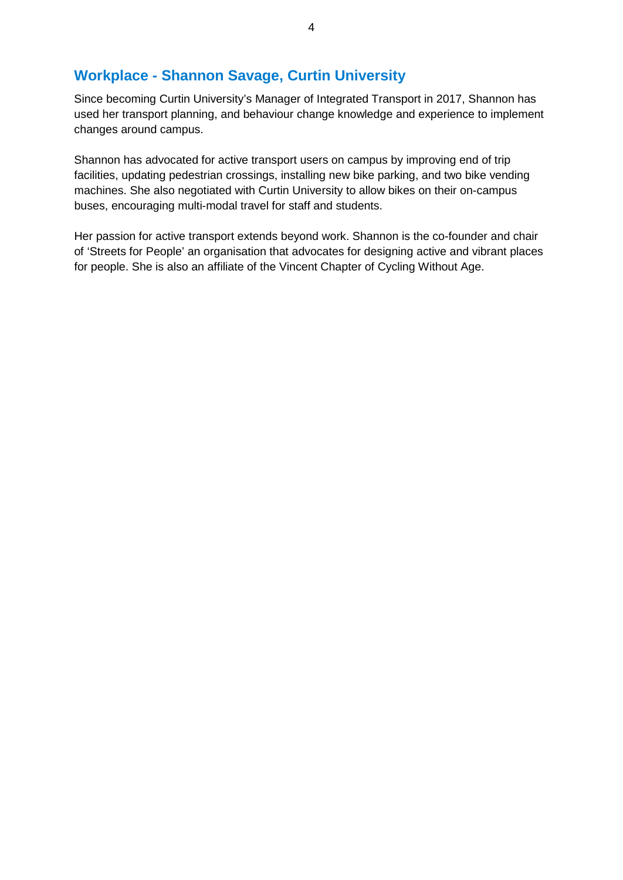## Workplace - Shannon Savage, Curtin University

Since becoming Curtin University's Manager of Integrated Transport in 2017, Shannon has used her transport planning, and behaviour change knowledge and experience to implement changes around campus.

Shannon has advocated for active transport users on campus by improving end of trip facilities, updating pedestrian crossings, installing new bike parking, and two bike vending machines. She also negotiated with Curtin University to allow bikes on their on-campus buses, encouraging multi-modal travel for staff and students.

Her passion for active transport extends beyond work. Shannon is the co-founder and chair of 'Streets for People' an organisation that advocates for designing active and vibrant places for people. She is also an affiliate of the Vincent Chapter of Cycling Without Age.